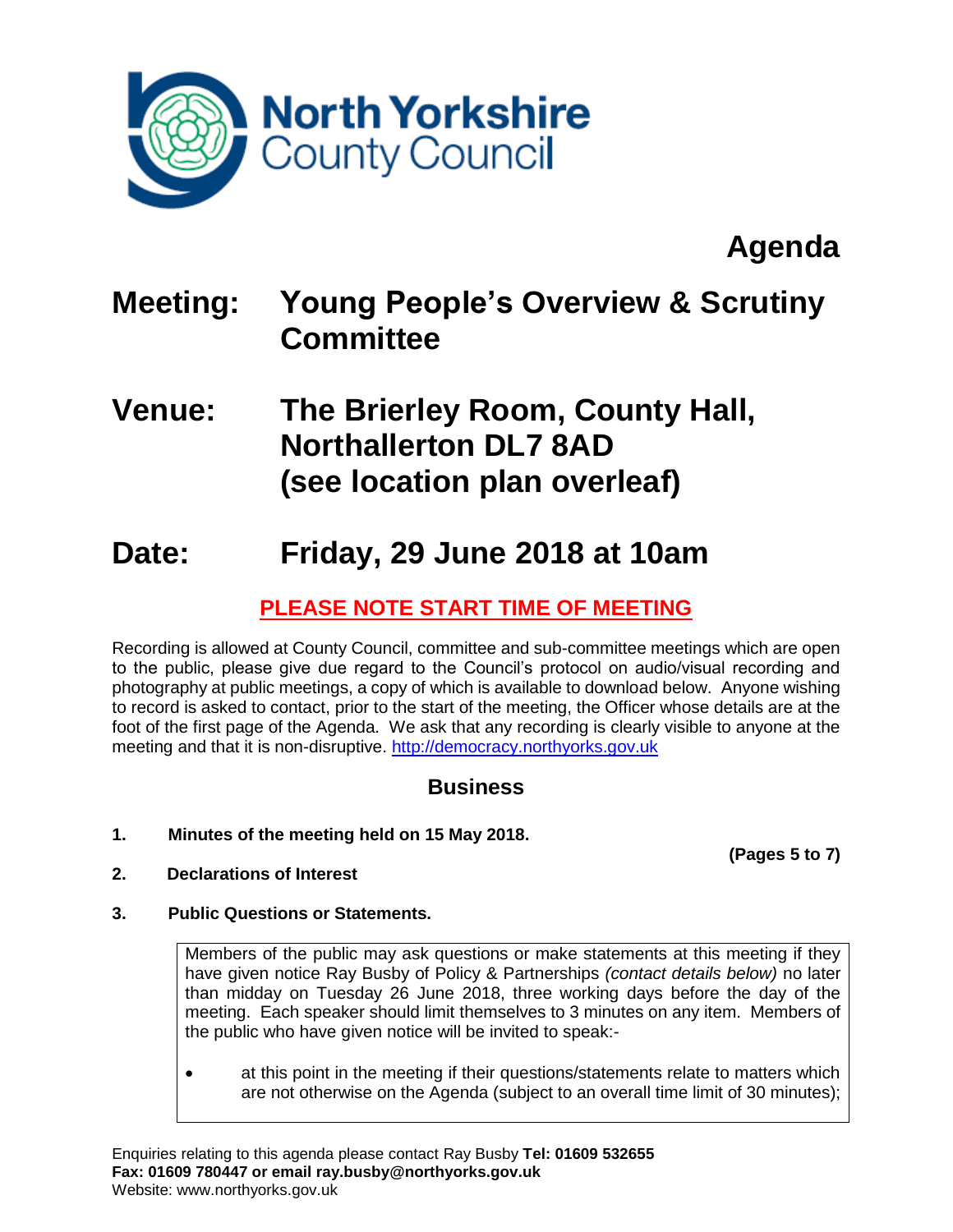North Yorkshire County Council

# Agenda

## Meeting: Young People's Overview & Scrutiny Committee

## Venue: The Brierley Room, County Hall, Northallerton DL7 8AD (see location plan overleaf)

## Date: Friday, 29 June 2018 at 10am

**PLEASE NOTE START TIME OF MEETING**

Recording is allowed at County Council, committee and sub-committee meetings which are open to the public, please give due regard to the Council's protocol on audio/visual recording and photography at public meetings, a copy of which is available to download below. Anyone wishing to record is asked to contact, prior to the start of the meeting, the Officer whose details are at the foot of the first page of the Agenda. We ask that any recording is clearly visible to anyone at the meeting and that it is non-disruptive. http://democracy.northyorks.gov.uk

### Business

**1. Minutes of the meeting held on 15 May 2018.**

**(Pages 5 to 7)**

**2. Declarations of Interest**

**3. Public Questions or Statements.**

Members of the public may ask questions or make statements at this meeting if they have given notice Ray Busby of Policy & Partnerships *(contact details below)* no later than midday on Tuesday 26 June 2018, three working days before the day of the meeting. Each speaker should limit themselves to 3 minutes on any item. Members of the public who have given notice will be invited to speak:-

- at this point in the meeting if their questions/statements relate to matters which are not otherwise on the Agenda (subject to an overall time limit of 30 minutes);

Enquiries relating to this agenda please contact Ray Busby **Tel: 01609 532655**
**Fax: 01609 780447 or email ray.busby@northyorks.gov.uk**
Website: www.northyorks.gov.uk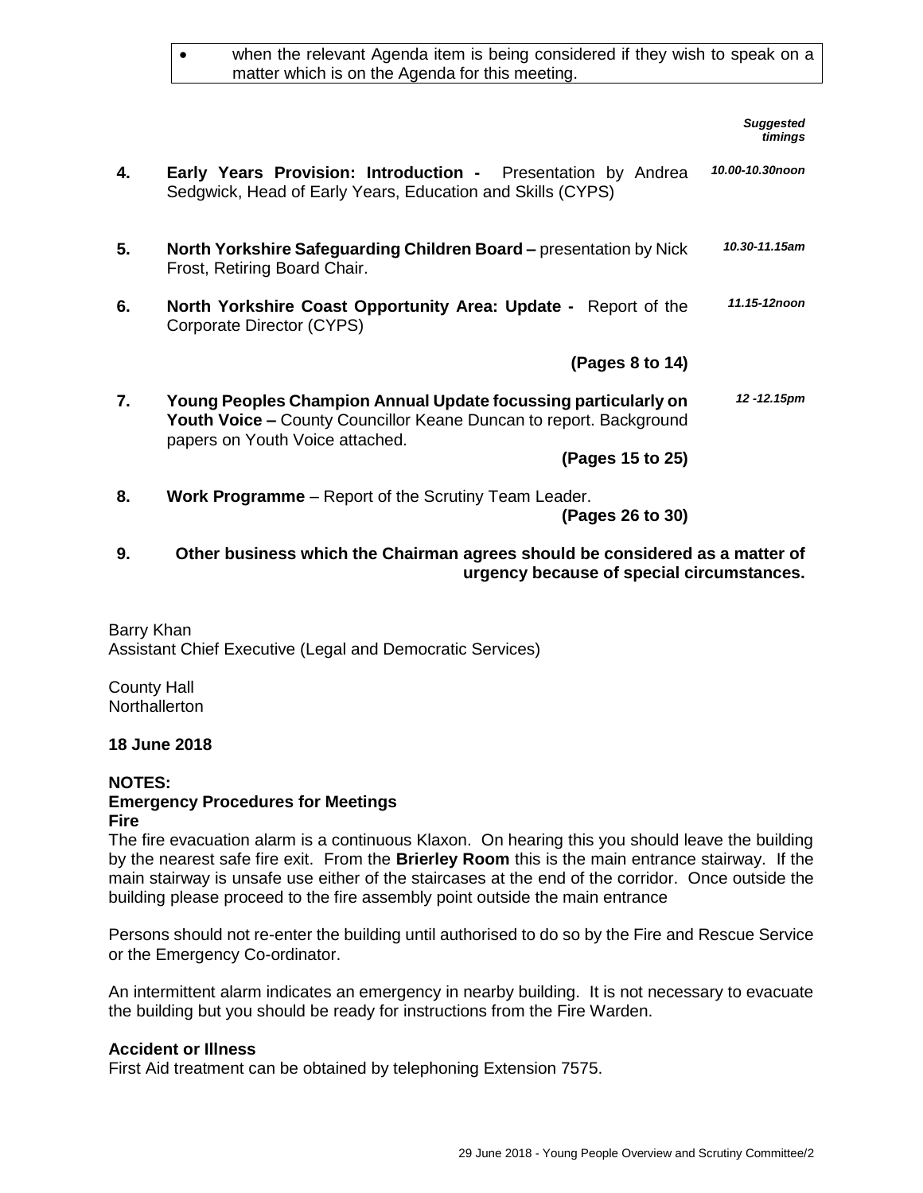- when the relevant Agenda item is being considered if they wish to speak on a matter which is on the Agenda for this meeting.

| | | ***Suggested timings*** |
|---|---|---|
| **4.** | **Early Years Provision: Introduction -** Presentation by Andrea Sedgwick, Head of Early Years, Education and Skills (CYPS) | ***10.00-10.30noon*** |
| **5.** | **North Yorkshire Safeguarding Children Board –** presentation by Nick Frost, Retiring Board Chair. | ***10.30-11.15am*** |
| **6.** | **North Yorkshire Coast Opportunity Area: Update -** Report of the Corporate Director (CYPS) **(Pages 8 to 14)** | ***11.15-12noon*** |
| **7.** | **Young Peoples Champion Annual Update focussing particularly on Youth Voice –** County Councillor Keane Duncan to report. Background papers on Youth Voice attached. **(Pages 15 to 25)** | ***12 -12.15pm*** |
| **8.** | **Work Programme** – Report of the Scrutiny Team Leader. **(Pages 26 to 30)** | |
| **9.** | **Other business which the Chairman agrees should be considered as a matter of urgency because of special circumstances.** | |

Barry Khan
Assistant Chief Executive (Legal and Democratic Services)

County Hall
Northallerton

**18 June 2018**

**NOTES:**
**Emergency Procedures for Meetings**
**Fire**

The fire evacuation alarm is a continuous Klaxon. On hearing this you should leave the building by the nearest safe fire exit. From the **Brierley Room** this is the main entrance stairway. If the main stairway is unsafe use either of the staircases at the end of the corridor. Once outside the building please proceed to the fire assembly point outside the main entrance

Persons should not re-enter the building until authorised to do so by the Fire and Rescue Service or the Emergency Co-ordinator.

An intermittent alarm indicates an emergency in nearby building. It is not necessary to evacuate the building but you should be ready for instructions from the Fire Warden.

**Accident or Illness**

First Aid treatment can be obtained by telephoning Extension 7575.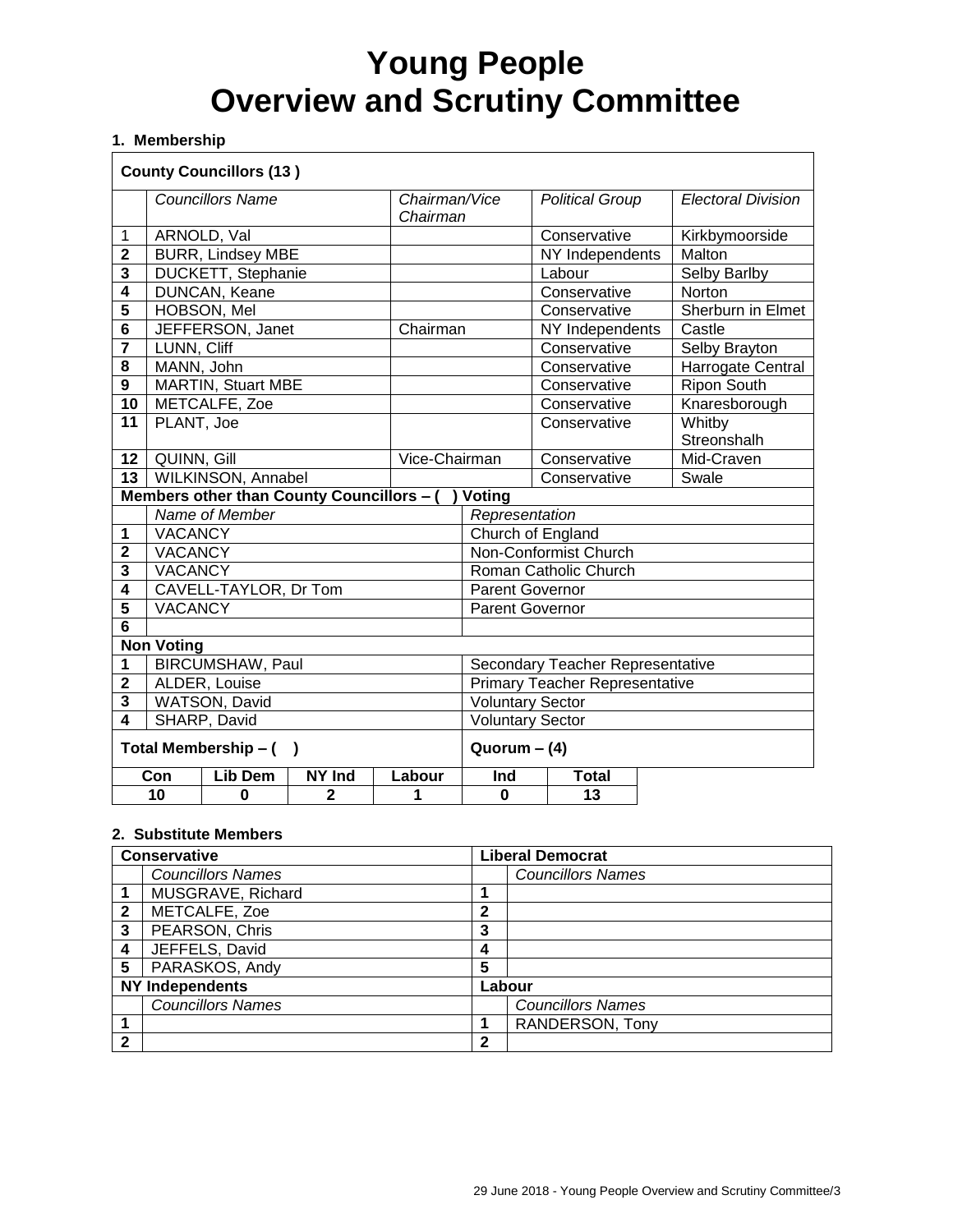# Young People Overview and Scrutiny Committee

**1. Membership**

| | | | | |
|---|---|---|---|---|
| **County Councillors (13 )** | | | | |
| | *Councillors Name* | *Chairman/Vice Chairman* | *Political Group* | *Electoral Division* |
| 1 | ARNOLD, Val | | Conservative | Kirkbymoorside |
| **2** | BURR, Lindsey MBE | | NY Independents | Malton |
| **3** | DUCKETT, Stephanie | | Labour | Selby Barlby |
| **4** | DUNCAN, Keane | | Conservative | Norton |
| **5** | HOBSON, Mel | | Conservative | Sherburn in Elmet |
| **6** | JEFFERSON, Janet | Chairman | NY Independents | Castle |
| **7** | LUNN, Cliff | | Conservative | Selby Brayton |
| **8** | MANN, John | | Conservative | Harrogate Central |
| **9** | MARTIN, Stuart MBE | | Conservative | Ripon South |
| **10** | METCALFE, Zoe | | Conservative | Knaresborough |
| **11** | PLANT, Joe | | Conservative | Whitby Streonshalh |
| **12** | QUINN, Gill | Vice-Chairman | Conservative | Mid-Craven |
| **13** | WILKINSON, Annabel | | Conservative | Swale |

| | | |
|---|---|---|
| **Members other than County Councillors – (   ) Voting** | | |
| | *Name of Member* | *Representation* |
| **1** | VACANCY | Church of England |
| **2** | VACANCY | Non-Conformist Church |
| **3** | VACANCY | Roman Catholic Church |
| **4** | CAVELL-TAYLOR, Dr Tom | Parent Governor |
| **5** | VACANCY | Parent Governor |
| **6** | | |
| **Non Voting** | | |
| **1** | BIRCUMSHAW, Paul | Secondary Teacher Representative |
| **2** | ALDER, Louise | Primary Teacher Representative |
| **3** | WATSON, David | Voluntary Sector |
| **4** | SHARP, David | Voluntary Sector |
| **Total Membership – (   )** | | **Quorum – (4)** |

| Con | Lib Dem | NY Ind | Labour | Ind | Total |
|---|---|---|---|---|---|
| 10 | 0 | 2 | 1 | 0 | 13 |

**2. Substitute Members**

| **Conservative** | | **Liberal Democrat** | |
|---|---|---|---|
| | *Councillors Names* | | *Councillors Names* |
| **1** | MUSGRAVE, Richard | **1** | |
| **2** | METCALFE, Zoe | **2** | |
| **3** | PEARSON, Chris | **3** | |
| **4** | JEFFELS, David | **4** | |
| **5** | PARASKOS, Andy | **5** | |
| **NY Independents** | | **Labour** | |
| | *Councillors Names* | | *Councillors Names* |
| **1** | | **1** | RANDERSON, Tony |
| **2** | | **2** | |